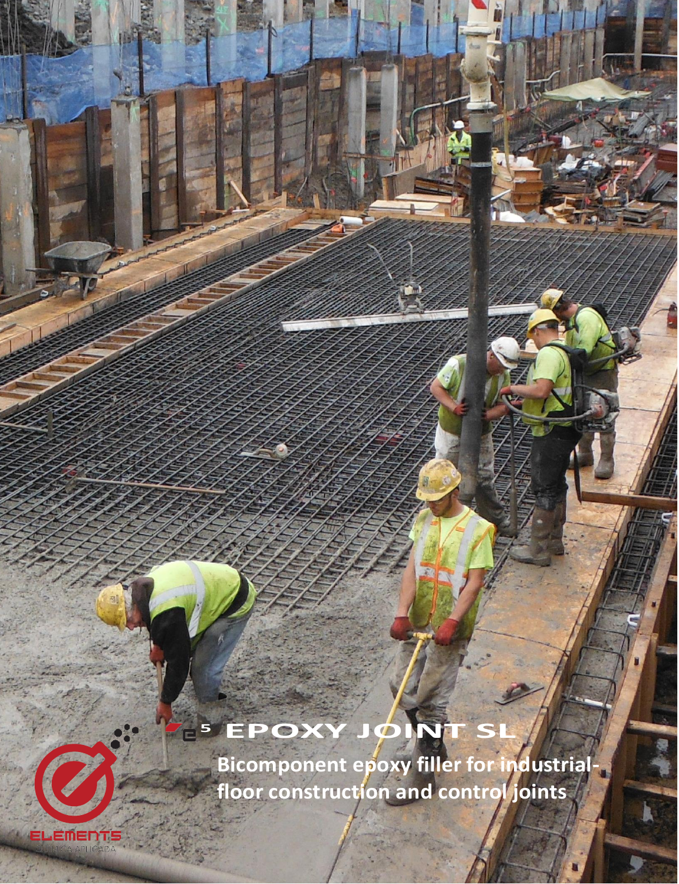# e5 EPOXY JOINT SL

**Bicomponent epoxy filler for industrial-floor construction and control joints**

ELEMENTS

QUÍMICA APLICADA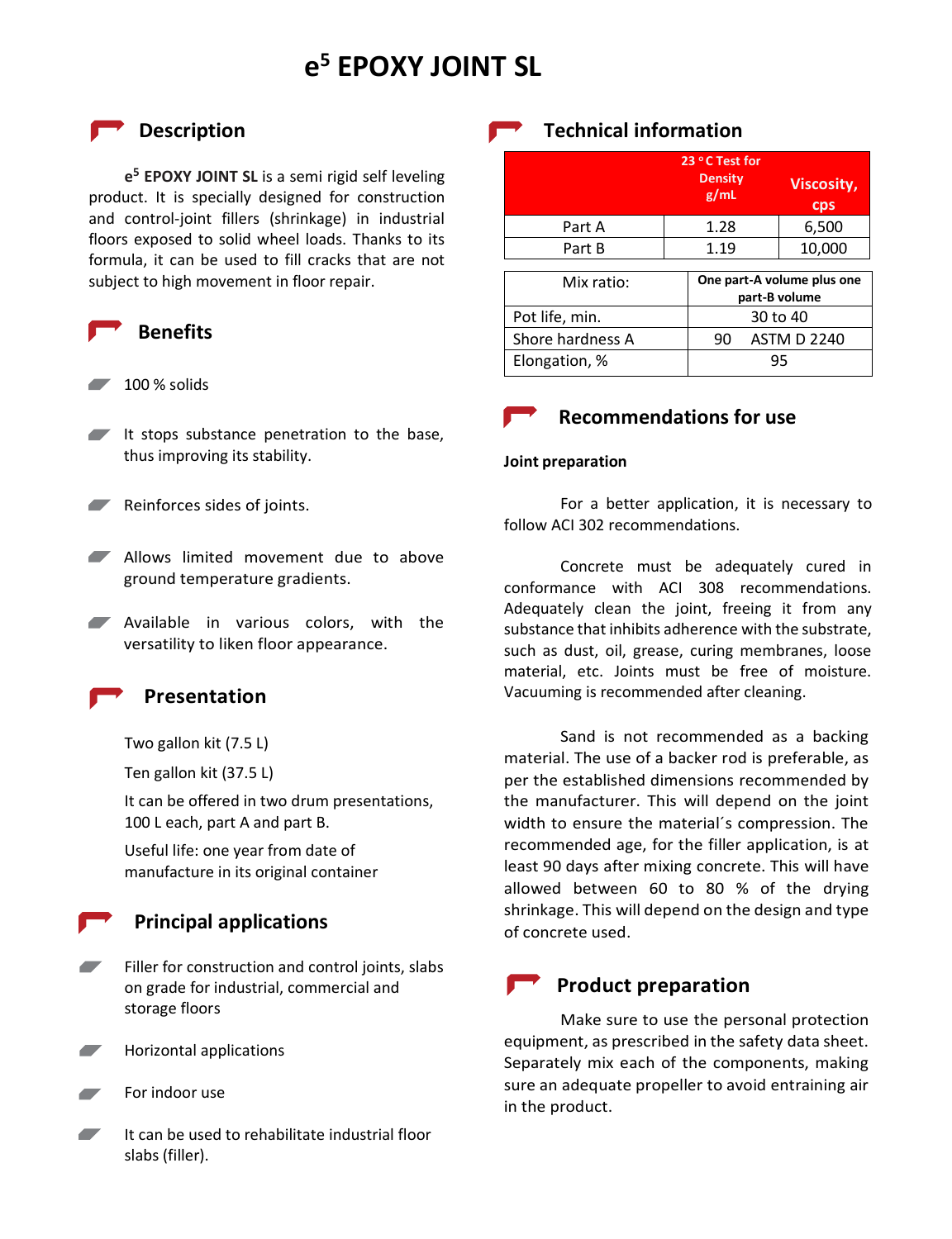# e⁵ EPOXY JOINT SL

## Description

**e⁵ EPOXY JOINT SL** is a semi rigid self leveling product. It is specially designed for construction and control-joint fillers (shrinkage) in industrial floors exposed to solid wheel loads. Thanks to its formula, it can be used to fill cracks that are not subject to high movement in floor repair.

## Benefits

- 100 % solids
- It stops substance penetration to the base, thus improving its stability.
- Reinforces sides of joints.
- Allows limited movement due to above ground temperature gradients.
- Available in various colors, with the versatility to liken floor appearance.

## Presentation

Two gallon kit (7.5 L)

Ten gallon kit (37.5 L)

It can be offered in two drum presentations, 100 L each, part A and part B.

Useful life: one year from date of manufacture in its original container

## Principal applications

- Filler for construction and control joints, slabs on grade for industrial, commercial and storage floors
- Horizontal applications
- For indoor use
- It can be used to rehabilitate industrial floor slabs (filler).

## Technical information

| | 23 °C Test for Density g/mL | Viscosity, cps |
|---|---|---|
| Part A | 1.28 | 6,500 |
| Part B | 1.19 | 10,000 |

| Mix ratio: | One part-A volume plus one part-B volume |
|---|---|
| Pot life, min. | 30 to 40 |
| Shore hardness A | 90 ASTM D 2240 |
| Elongation, % | 95 |

## Recommendations for use

**Joint preparation**

For a better application, it is necessary to follow ACI 302 recommendations.

Concrete must be adequately cured in conformance with ACI 308 recommendations. Adequately clean the joint, freeing it from any substance that inhibits adherence with the substrate, such as dust, oil, grease, curing membranes, loose material, etc. Joints must be free of moisture. Vacuuming is recommended after cleaning.

Sand is not recommended as a backing material. The use of a backer rod is preferable, as per the established dimensions recommended by the manufacturer. This will depend on the joint width to ensure the material´s compression. The recommended age, for the filler application, is at least 90 days after mixing concrete. This will have allowed between 60 to 80 % of the drying shrinkage. This will depend on the design and type of concrete used.

## Product preparation

Make sure to use the personal protection equipment, as prescribed in the safety data sheet. Separately mix each of the components, making sure an adequate propeller to avoid entraining air in the product.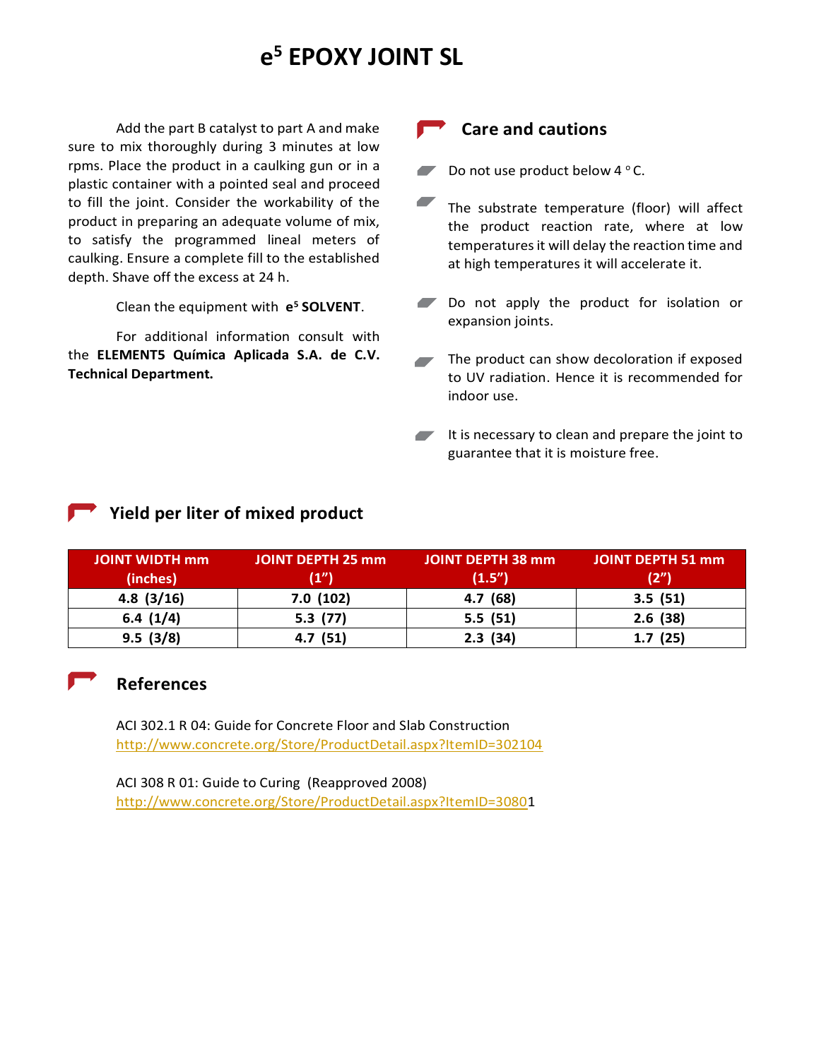# e⁵ EPOXY JOINT SL

Add the part B catalyst to part A and make sure to mix thoroughly during 3 minutes at low rpms. Place the product in a caulking gun or in a plastic container with a pointed seal and proceed to fill the joint. Consider the workability of the product in preparing an adequate volume of mix, to satisfy the programmed lineal meters of caulking. Ensure a complete fill to the established depth. Shave off the excess at 24 h.

Clean the equipment with **e⁵ SOLVENT**.

For additional information consult with the **ELEMENT5 Química Aplicada S.A. de C.V. Technical Department.**

## Care and cautions

- Do not use product below 4 °C.
- The substrate temperature (floor) will affect the product reaction rate, where at low temperatures it will delay the reaction time and at high temperatures it will accelerate it.
- Do not apply the product for isolation or expansion joints.
- The product can show decoloration if exposed to UV radiation. Hence it is recommended for indoor use.
- It is necessary to clean and prepare the joint to guarantee that it is moisture free.

## Yield per liter of mixed product

| JOINT WIDTH mm (inches) | JOINT DEPTH 25 mm (1") | JOINT DEPTH 38 mm (1.5") | JOINT DEPTH 51 mm (2") |
|---|---|---|---|
| 4.8 (3/16) | 7.0 (102) | 4.7 (68) | 3.5 (51) |
| 6.4 (1/4) | 5.3 (77) | 5.5 (51) | 2.6 (38) |
| 9.5 (3/8) | 4.7 (51) | 2.3 (34) | 1.7 (25) |

## References

ACI 302.1 R 04: Guide for Concrete Floor and Slab Construction
http://www.concrete.org/Store/ProductDetail.aspx?ItemID=302104

ACI 308 R 01: Guide to Curing (Reapproved 2008)
http://www.concrete.org/Store/ProductDetail.aspx?ItemID=30801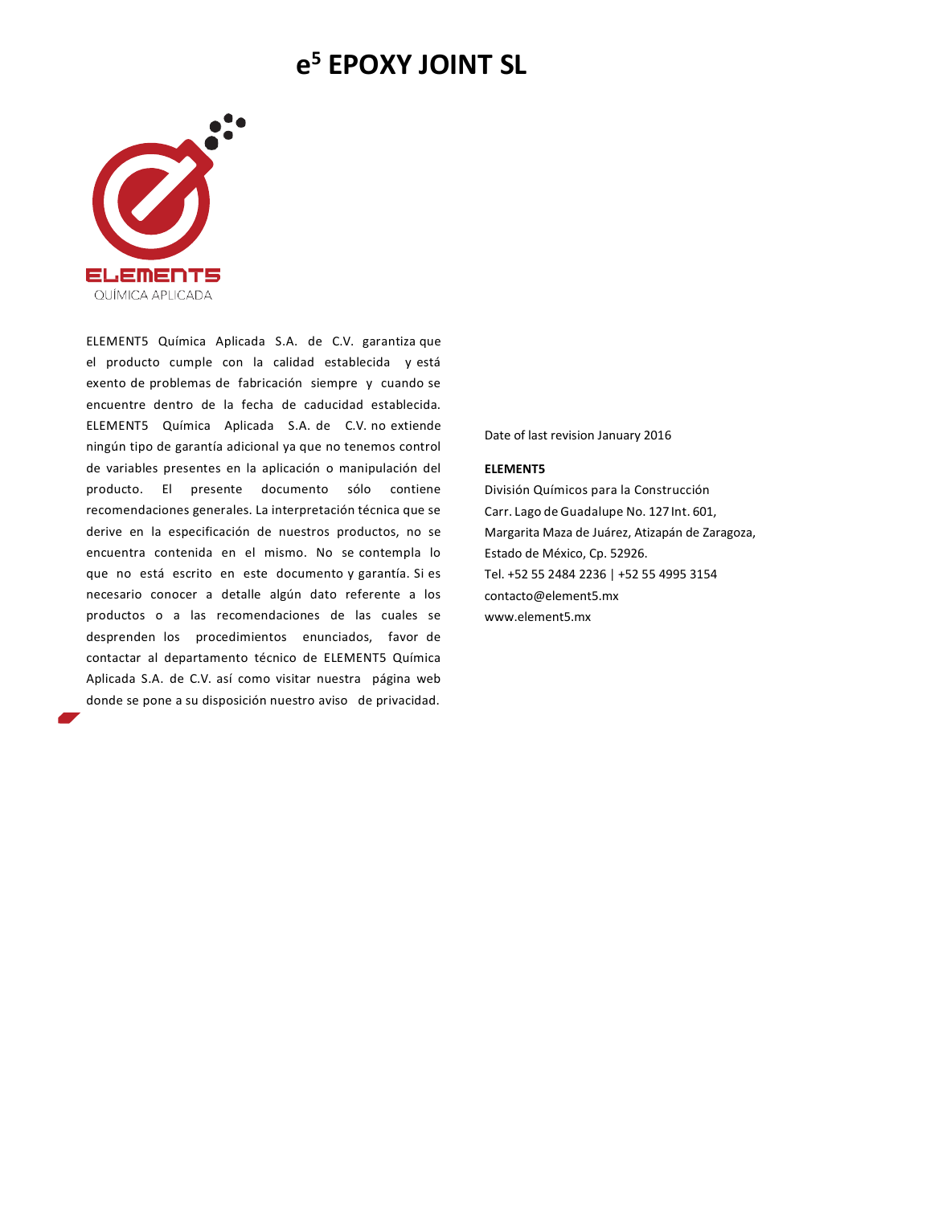# $e^5$ EPOXY JOINT SL

ELEMENT5 QUÍMICA APLICADA

ELEMENT5 Química Aplicada S.A. de C.V. garantiza que el producto cumple con la calidad establecida y está exento de problemas de fabricación siempre y cuando se encuentre dentro de la fecha de caducidad establecida. ELEMENT5 Química Aplicada S.A. de C.V. no extiende ningún tipo de garantía adicional ya que no tenemos control de variables presentes en la aplicación o manipulación del producto. El presente documento sólo contiene recomendaciones generales. La interpretación técnica que se derive en la especificación de nuestros productos, no se encuentra contenida en el mismo. No se contempla lo que no está escrito en este documento y garantía. Si es necesario conocer a detalle algún dato referente a los productos o a las recomendaciones de las cuales se desprenden los procedimientos enunciados, favor de contactar al departamento técnico de ELEMENT5 Química Aplicada S.A. de C.V. así como visitar nuestra página web donde se pone a su disposición nuestro aviso de privacidad.

Date of last revision January 2016

**ELEMENT5**
División Químicos para la Construcción
Carr. Lago de Guadalupe No. 127 Int. 601,
Margarita Maza de Juárez, Atizapán de Zaragoza,
Estado de México, Cp. 52926.
Tel. +52 55 2484 2236 | +52 55 4995 3154
contacto@element5.mx
www.element5.mx